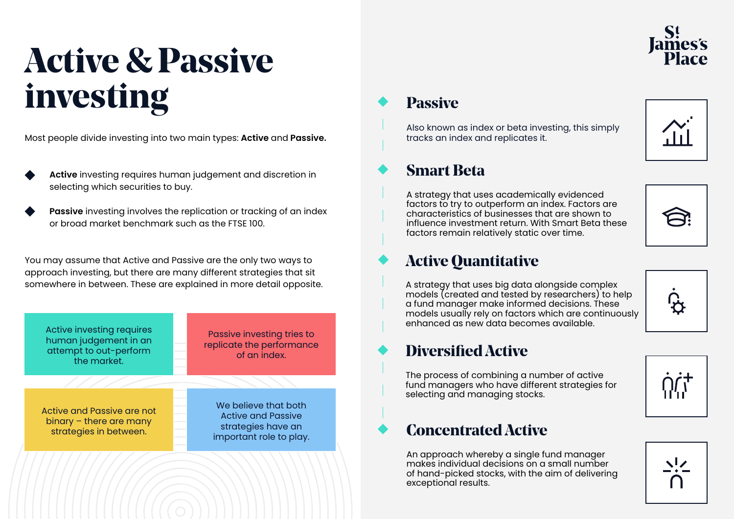# Active & Passive investing

Most people divide investing into two main types: **Active** and **Passive.**

- **Active** investing requires human judgement and discretion in selecting which securities to buy.
- **Passive** investing involves the replication or tracking of an index or broad market benchmark such as the FTSE 100.

You may assume that Active and Passive are the only two ways to approach investing, but there are many different strategies that sit somewhere in between. These are explained in more detail opposite.

Active investing requires human judgement in an attempt to out-perform the market.

Passive investing tries to replicate the performance of an index.

Active and Passive are not binary – there are many strategies in between.

We believe that both Active and Passive strategies have an important role to play.

St James's Place

## Passive

Also known as index or beta investing, this simply tracks an index and replicates it.

## Smart Beta

A strategy that uses academically evidenced factors to try to outperform an index. Factors are characteristics of businesses that are shown to influence investment return. With Smart Beta these factors remain relatively static over time.

## Active Quantitative

A strategy that uses big data alongside complex models (created and tested by researchers) to help a fund manager make informed decisions. These models usually rely on factors which are continuously enhanced as new data becomes available.

## Diversified Active

The process of combining a number of active fund managers who have different strategies for selecting and managing stocks.

## Concentrated Active

An approach whereby a single fund manager makes individual decisions on a small number of hand-picked stocks, with the aim of delivering exceptional results.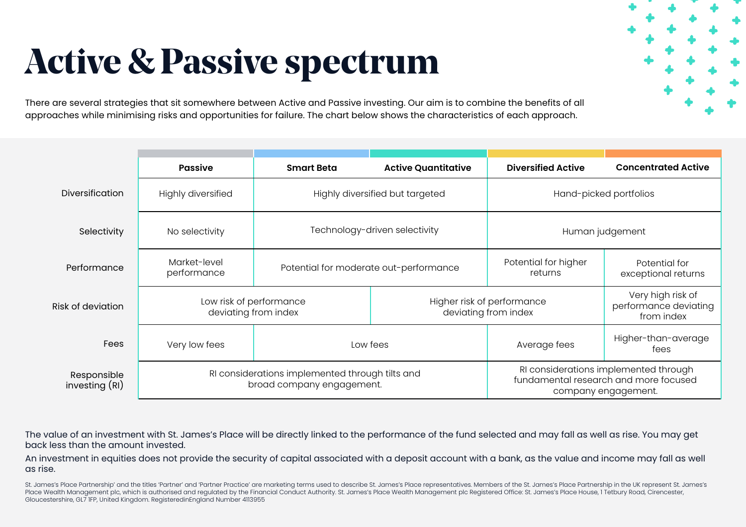# Active & Passive spectrum

There are several strategies that sit somewhere between Active and Passive investing. Our aim is to combine the benefits of all approaches while minimising risks and opportunities for failure. The chart below shows the characteristics of each approach.

| | Passive | Smart Beta | Active Quantitative | Diversified Active | Concentrated Active |
|---|---|---|---|---|---|
| Diversification | Highly diversified | Highly diversified but targeted | | Hand-picked portfolios | |
| Selectivity | No selectivity | Technology-driven selectivity | | Human judgement | |
| Performance | Market-level performance | Potential for moderate out-performance | | Potential for higher returns | Potential for exceptional returns |
| Risk of deviation | Low risk of performance deviating from index | | Higher risk of performance deviating from index | | Very high risk of performance deviating from index |
| Fees | Very low fees | Low fees | | Average fees | Higher-than-average fees |
| Responsible investing (RI) | RI considerations implemented through tilts and broad company engagement. | | | RI considerations implemented through fundamental research and more focused company engagement. | |

The value of an investment with St. James's Place will be directly linked to the performance of the fund selected and may fall as well as rise. You may get back less than the amount invested.

An investment in equities does not provide the security of capital associated with a deposit account with a bank, as the value and income may fall as well as rise.

St. James's Place Partnership' and the titles 'Partner' and 'Partner Practice' are marketing terms used to describe St. James's Place representatives. Members of the St. James's Place Partnership in the UK represent St. James's Place Wealth Management plc, which is authorised and regulated by the Financial Conduct Authority. St. James's Place Wealth Management plc Registered Office: St. James's Place House, 1 Tetbury Road, Cirencester, Gloucestershire, GL7 1FP, United Kingdom. RegisteredinEngland Number 4113955